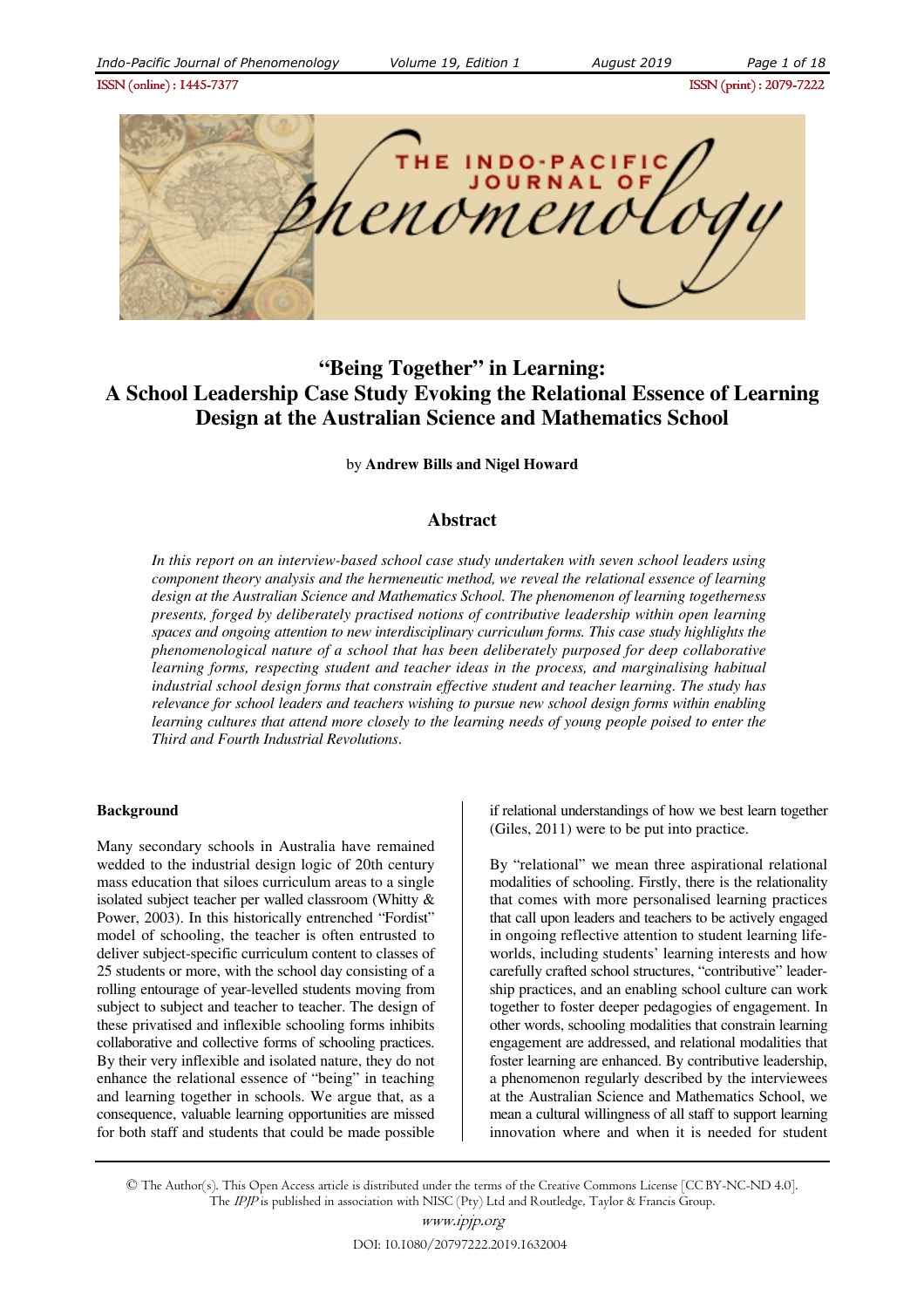# "Being Together" in Learning:
# A School Leadership Case Study Evoking the Relational Essence of Learning Design at the Australian Science and Mathematics School

by **Andrew Bills and Nigel Howard**

## Abstract

*In this report on an interview-based school case study undertaken with seven school leaders using component theory analysis and the hermeneutic method, we reveal the relational essence of learning design at the Australian Science and Mathematics School. The phenomenon of learning togetherness presents, forged by deliberately practised notions of contributive leadership within open learning spaces and ongoing attention to new interdisciplinary curriculum forms. This case study highlights the phenomenological nature of a school that has been deliberately purposed for deep collaborative learning forms, respecting student and teacher ideas in the process, and marginalising habitual industrial school design forms that constrain effective student and teacher learning. The study has relevance for school leaders and teachers wishing to pursue new school design forms within enabling learning cultures that attend more closely to the learning needs of young people poised to enter the Third and Fourth Industrial Revolutions.*

### Background

Many secondary schools in Australia have remained wedded to the industrial design logic of 20th century mass education that siloes curriculum areas to a single isolated subject teacher per walled classroom (Whitty & Power, 2003). In this historically entrenched "Fordist" model of schooling, the teacher is often entrusted to deliver subject-specific curriculum content to classes of 25 students or more, with the school day consisting of a rolling entourage of year-levelled students moving from subject to subject and teacher to teacher. The design of these privatised and inflexible schooling forms inhibits collaborative and collective forms of schooling practices. By their very inflexible and isolated nature, they do not enhance the relational essence of "being" in teaching and learning together in schools. We argue that, as a consequence, valuable learning opportunities are missed for both staff and students that could be made possible if relational understandings of how we best learn together (Giles, 2011) were to be put into practice.

By "relational" we mean three aspirational relational modalities of schooling. Firstly, there is the relationality that comes with more personalised learning practices that call upon leaders and teachers to be actively engaged in ongoing reflective attention to student learning life-worlds, including students' learning interests and how carefully crafted school structures, "contributive" leadership practices, and an enabling school culture can work together to foster deeper pedagogies of engagement. In other words, schooling modalities that constrain learning engagement are addressed, and relational modalities that foster learning are enhanced. By contributive leadership, a phenomenon regularly described by the interviewees at the Australian Science and Mathematics School, we mean a cultural willingness of all staff to support learning innovation where and when it is needed for student

© The Author(s). This Open Access article is distributed under the terms of the Creative Commons License [CC BY-NC-ND 4.0]. The *IPJP* is published in association with NISC (Pty) Ltd and Routledge, Taylor & Francis Group.

www.ipjp.org

DOI: 10.1080/20797222.2019.1632004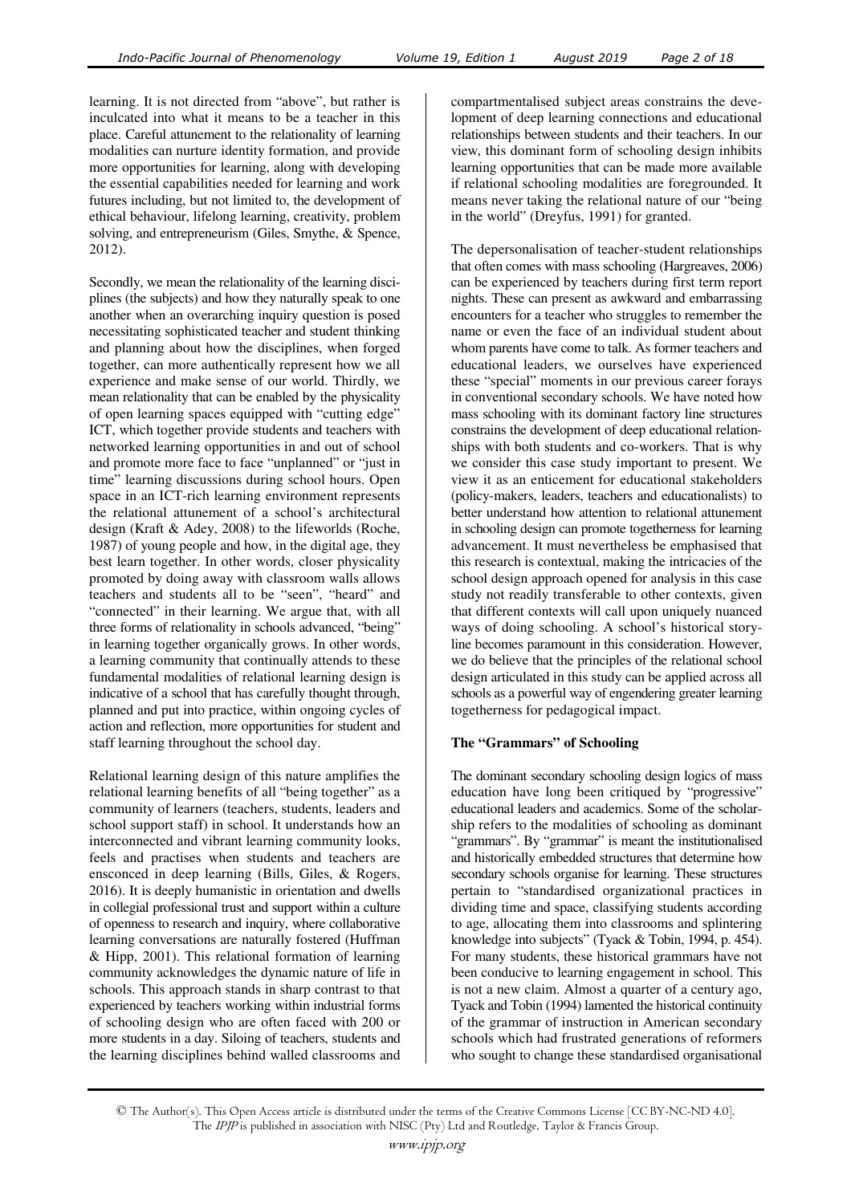learning. It is not directed from "above", but rather is inculcated into what it means to be a teacher in this place. Careful attunement to the relationality of learning modalities can nurture identity formation, and provide more opportunities for learning, along with developing the essential capabilities needed for learning and work futures including, but not limited to, the development of ethical behaviour, lifelong learning, creativity, problem solving, and entrepreneurism (Giles, Smythe, & Spence, 2012).

Secondly, we mean the relationality of the learning disciplines (the subjects) and how they naturally speak to one another when an overarching inquiry question is posed necessitating sophisticated teacher and student thinking and planning about how the disciplines, when forged together, can more authentically represent how we all experience and make sense of our world. Thirdly, we mean relationality that can be enabled by the physicality of open learning spaces equipped with "cutting edge" ICT, which together provide students and teachers with networked learning opportunities in and out of school and promote more face to face "unplanned" or "just in time" learning discussions during school hours. Open space in an ICT-rich learning environment represents the relational attunement of a school's architectural design (Kraft & Adey, 2008) to the lifeworlds (Roche, 1987) of young people and how, in the digital age, they best learn together. In other words, closer physicality promoted by doing away with classroom walls allows teachers and students all to be "seen", "heard" and "connected" in their learning. We argue that, with all three forms of relationality in schools advanced, "being" in learning together organically grows. In other words, a learning community that continually attends to these fundamental modalities of relational learning design is indicative of a school that has carefully thought through, planned and put into practice, within ongoing cycles of action and reflection, more opportunities for student and staff learning throughout the school day.

Relational learning design of this nature amplifies the relational learning benefits of all "being together" as a community of learners (teachers, students, leaders and school support staff) in school. It understands how an interconnected and vibrant learning community looks, feels and practises when students and teachers are ensconced in deep learning (Bills, Giles, & Rogers, 2016). It is deeply humanistic in orientation and dwells in collegial professional trust and support within a culture of openness to research and inquiry, where collaborative learning conversations are naturally fostered (Huffman & Hipp, 2001). This relational formation of learning community acknowledges the dynamic nature of life in schools. This approach stands in sharp contrast to that experienced by teachers working within industrial forms of schooling design who are often faced with 200 or more students in a day. Siloing of teachers, students and the learning disciplines behind walled classrooms and compartmentalised subject areas constrains the development of deep learning connections and educational relationships between students and their teachers. In our view, this dominant form of schooling design inhibits learning opportunities that can be made more available if relational schooling modalities are foregrounded. It means never taking the relational nature of our "being in the world" (Dreyfus, 1991) for granted.

The depersonalisation of teacher-student relationships that often comes with mass schooling (Hargreaves, 2006) can be experienced by teachers during first term report nights. These can present as awkward and embarrassing encounters for a teacher who struggles to remember the name or even the face of an individual student about whom parents have come to talk. As former teachers and educational leaders, we ourselves have experienced these "special" moments in our previous career forays in conventional secondary schools. We have noted how mass schooling with its dominant factory line structures constrains the development of deep educational relationships with both students and co-workers. That is why we consider this case study important to present. We view it as an enticement for educational stakeholders (policy-makers, leaders, teachers and educationalists) to better understand how attention to relational attunement in schooling design can promote togetherness for learning advancement. It must nevertheless be emphasised that this research is contextual, making the intricacies of the school design approach opened for analysis in this case study not readily transferable to other contexts, given that different contexts will call upon uniquely nuanced ways of doing schooling. A school's historical storyline becomes paramount in this consideration. However, we do believe that the principles of the relational school design articulated in this study can be applied across all schools as a powerful way of engendering greater learning togetherness for pedagogical impact.

## The "Grammars" of Schooling

The dominant secondary schooling design logics of mass education have long been critiqued by "progressive" educational leaders and academics. Some of the scholarship refers to the modalities of schooling as dominant "grammars". By "grammar" is meant the institutionalised and historically embedded structures that determine how secondary schools organise for learning. These structures pertain to "standardised organizational practices in dividing time and space, classifying students according to age, allocating them into classrooms and splintering knowledge into subjects" (Tyack & Tobin, 1994, p. 454). For many students, these historical grammars have not been conducive to learning engagement in school. This is not a new claim. Almost a quarter of a century ago, Tyack and Tobin (1994) lamented the historical continuity of the grammar of instruction in American secondary schools which had frustrated generations of reformers who sought to change these standardised organisational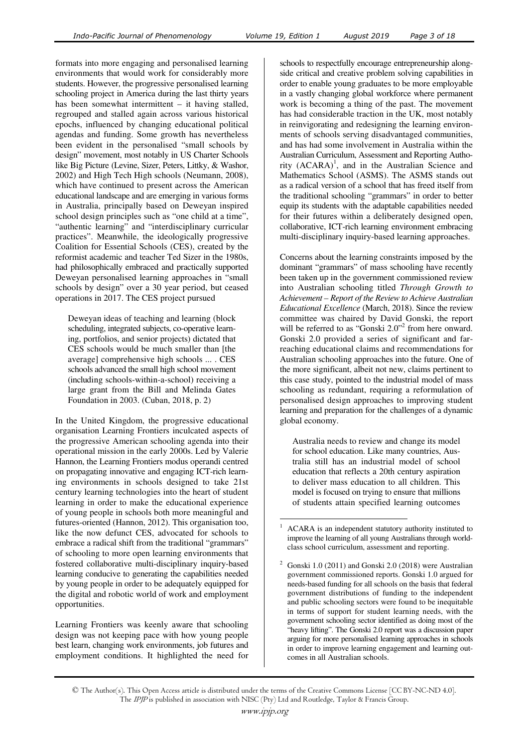formats into more engaging and personalised learning environments that would work for considerably more students. However, the progressive personalised learning schooling project in America during the last thirty years has been somewhat intermittent – it having stalled, regrouped and stalled again across various historical epochs, influenced by changing educational political agendas and funding. Some growth has nevertheless been evident in the personalised "small schools by design" movement, most notably in US Charter Schools like Big Picture (Levine, Sizer, Peters, Littky, & Washor, 2002) and High Tech High schools (Neumann, 2008), which have continued to present across the American educational landscape and are emerging in various forms in Australia, principally based on Deweyan inspired school design principles such as "one child at a time", "authentic learning" and "interdisciplinary curricular practices". Meanwhile, the ideologically progressive Coalition for Essential Schools (CES), created by the reformist academic and teacher Ted Sizer in the 1980s, had philosophically embraced and practically supported Deweyan personalised learning approaches in "small schools by design" over a 30 year period, but ceased operations in 2017. The CES project pursued

> Deweyan ideas of teaching and learning (block scheduling, integrated subjects, co-operative learning, portfolios, and senior projects) dictated that CES schools would be much smaller than [the average] comprehensive high schools ... . CES schools advanced the small high school movement (including schools-within-a-school) receiving a large grant from the Bill and Melinda Gates Foundation in 2003. (Cuban, 2018, p. 2)

In the United Kingdom, the progressive educational organisation Learning Frontiers inculcated aspects of the progressive American schooling agenda into their operational mission in the early 2000s. Led by Valerie Hannon, the Learning Frontiers modus operandi centred on propagating innovative and engaging ICT-rich learning environments in schools designed to take 21st century learning technologies into the heart of student learning in order to make the educational experience of young people in schools both more meaningful and futures-oriented (Hannon, 2012). This organisation too, like the now defunct CES, advocated for schools to embrace a radical shift from the traditional "grammars" of schooling to more open learning environments that fostered collaborative multi-disciplinary inquiry-based learning conducive to generating the capabilities needed by young people in order to be adequately equipped for the digital and robotic world of work and employment opportunities.

Learning Frontiers was keenly aware that schooling design was not keeping pace with how young people best learn, changing work environments, job futures and employment conditions. It highlighted the need for schools to respectfully encourage entrepreneurship alongside critical and creative problem solving capabilities in order to enable young graduates to be more employable in a vastly changing global workforce where permanent work is becoming a thing of the past. The movement has had considerable traction in the UK, most notably in reinvigorating and redesigning the learning environments of schools serving disadvantaged communities, and has had some involvement in Australia within the Australian Curriculum, Assessment and Reporting Authority (ACARA)[1], and in the Australian Science and Mathematics School (ASMS). The ASMS stands out as a radical version of a school that has freed itself from the traditional schooling "grammars" in order to better equip its students with the adaptable capabilities needed for their futures within a deliberately designed open, collaborative, ICT-rich learning environment embracing multi-disciplinary inquiry-based learning approaches.

Concerns about the learning constraints imposed by the dominant "grammars" of mass schooling have recently been taken up in the government commissioned review into Australian schooling titled *Through Growth to Achievement – Report of the Review to Achieve Australian Educational Excellence* (March, 2018). Since the review committee was chaired by David Gonski, the report will be referred to as "Gonski 2.0"[2] from here onward. Gonski 2.0 provided a series of significant and far-reaching educational claims and recommendations for Australian schooling approaches into the future. One of the more significant, albeit not new, claims pertinent to this case study, pointed to the industrial model of mass schooling as redundant, requiring a reformulation of personalised design approaches to improving student learning and preparation for the challenges of a dynamic global economy.

> Australia needs to review and change its model for school education. Like many countries, Australia still has an industrial model of school education that reflects a 20th century aspiration to deliver mass education to all children. This model is focused on trying to ensure that millions of students attain specified learning outcomes

---

[1] ACARA is an independent statutory authority instituted to improve the learning of all young Australians through world-class school curriculum, assessment and reporting.

[2] Gonski 1.0 (2011) and Gonski 2.0 (2018) were Australian government commissioned reports. Gonski 1.0 argued for needs-based funding for all schools on the basis that federal government distributions of funding to the independent and public schooling sectors were found to be inequitable in terms of support for student learning needs, with the government schooling sector identified as doing most of the "heavy lifting". The Gonski 2.0 report was a discussion paper arguing for more personalised learning approaches in schools in order to improve learning engagement and learning outcomes in all Australian schools.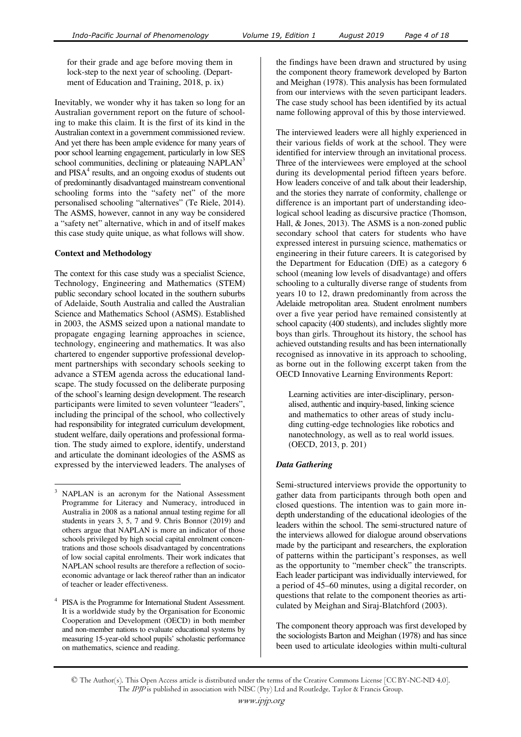for their grade and age before moving them in lock-step to the next year of schooling. (Department of Education and Training, 2018, p. ix)

Inevitably, we wonder why it has taken so long for an Australian government report on the future of schooling to make this claim. It is the first of its kind in the Australian context in a government commissioned review. And yet there has been ample evidence for many years of poor school learning engagement, particularly in low SES school communities, declining or plateauing NAPLAN[3] and PISA[4] results, and an ongoing exodus of students out of predominantly disadvantaged mainstream conventional schooling forms into the "safety net" of the more personalised schooling "alternatives" (Te Riele, 2014). The ASMS, however, cannot in any way be considered a "safety net" alternative, which in and of itself makes this case study quite unique, as what follows will show.

**Context and Methodology**

The context for this case study was a specialist Science, Technology, Engineering and Mathematics (STEM) public secondary school located in the southern suburbs of Adelaide, South Australia and called the Australian Science and Mathematics School (ASMS). Established in 2003, the ASMS seized upon a national mandate to propagate engaging learning approaches in science, technology, engineering and mathematics. It was also chartered to engender supportive professional development partnerships with secondary schools seeking to advance a STEM agenda across the educational landscape. The study focussed on the deliberate purposing of the school's learning design development. The research participants were limited to seven volunteer "leaders", including the principal of the school, who collectively had responsibility for integrated curriculum development, student welfare, daily operations and professional formation. The study aimed to explore, identify, understand and articulate the dominant ideologies of the ASMS as expressed by the interviewed leaders. The analyses of the findings have been drawn and structured by using the component theory framework developed by Barton and Meighan (1978). This analysis has been formulated from our interviews with the seven participant leaders. The case study school has been identified by its actual name following approval of this by those interviewed.

The interviewed leaders were all highly experienced in their various fields of work at the school. They were identified for interview through an invitational process. Three of the interviewees were employed at the school during its developmental period fifteen years before. How leaders conceive of and talk about their leadership, and the stories they narrate of conformity, challenge or difference is an important part of understanding ideological school leading as discursive practice (Thomson, Hall, & Jones, 2013). The ASMS is a non-zoned public secondary school that caters for students who have expressed interest in pursuing science, mathematics or engineering in their future careers. It is categorised by the Department for Education (DfE) as a category 6 school (meaning low levels of disadvantage) and offers schooling to a culturally diverse range of students from years 10 to 12, drawn predominantly from across the Adelaide metropolitan area. Student enrolment numbers over a five year period have remained consistently at school capacity (400 students), and includes slightly more boys than girls. Throughout its history, the school has achieved outstanding results and has been internationally recognised as innovative in its approach to schooling, as borne out in the following excerpt taken from the OECD Innovative Learning Environments Report:

> Learning activities are inter-disciplinary, personalised, authentic and inquiry-based, linking science and mathematics to other areas of study including cutting-edge technologies like robotics and nanotechnology, as well as to real world issues. (OECD, 2013, p. 201)

***Data Gathering***

Semi-structured interviews provide the opportunity to gather data from participants through both open and closed questions. The intention was to gain more in-depth understanding of the educational ideologies of the leaders within the school. The semi-structured nature of the interviews allowed for dialogue around observations made by the participant and researchers, the exploration of patterns within the participant's responses, as well as the opportunity to "member check" the transcripts. Each leader participant was individually interviewed, for a period of 45–60 minutes, using a digital recorder, on questions that relate to the component theories as articulated by Meighan and Siraj-Blatchford (2003).

The component theory approach was first developed by the sociologists Barton and Meighan (1978) and has since been used to articulate ideologies within multi-cultural

---

[3] NAPLAN is an acronym for the National Assessment Programme for Literacy and Numeracy, introduced in Australia in 2008 as a national annual testing regime for all students in years 3, 5, 7 and 9. Chris Bonnor (2019) and others argue that NAPLAN is more an indicator of those schools privileged by high social capital enrolment concentrations and those schools disadvantaged by concentrations of low social capital enrolments. Their work indicates that NAPLAN school results are therefore a reflection of socio-economic advantage or lack thereof rather than an indicator of teacher or leader effectiveness.

[4] PISA is the Programme for International Student Assessment. It is a worldwide study by the Organisation for Economic Cooperation and Development (OECD) in both member and non-member nations to evaluate educational systems by measuring 15-year-old school pupils' scholastic performance on mathematics, science and reading.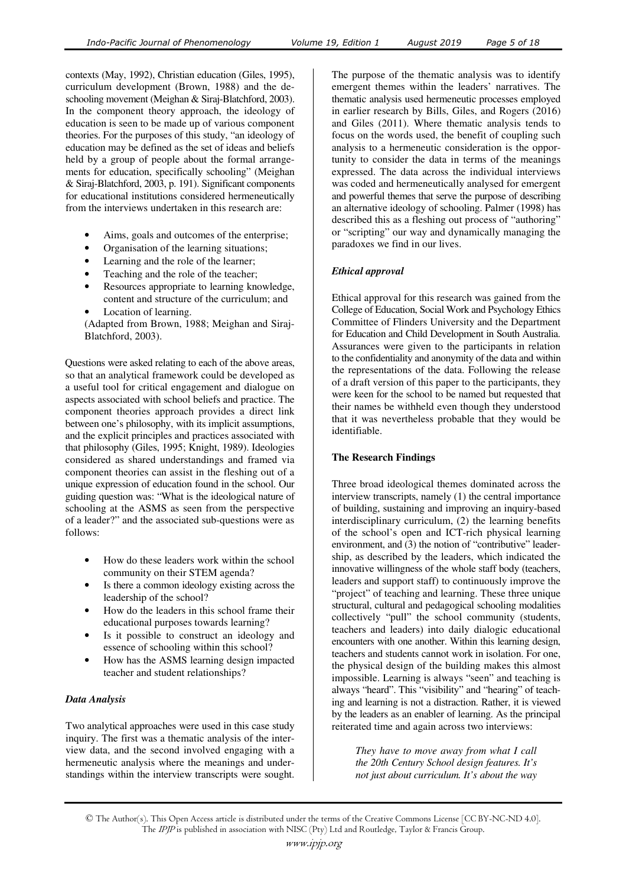contexts (May, 1992), Christian education (Giles, 1995), curriculum development (Brown, 1988) and the de-schooling movement (Meighan & Siraj-Blatchford, 2003). In the component theory approach, the ideology of education is seen to be made up of various component theories. For the purposes of this study, "an ideology of education may be defined as the set of ideas and beliefs held by a group of people about the formal arrangements for education, specifically schooling" (Meighan & Siraj-Blatchford, 2003, p. 191). Significant components for educational institutions considered hermeneutically from the interviews undertaken in this research are:

- Aims, goals and outcomes of the enterprise;
- Organisation of the learning situations;
- Learning and the role of the learner;
- Teaching and the role of the teacher;
- Resources appropriate to learning knowledge, content and structure of the curriculum; and
- Location of learning.

(Adapted from Brown, 1988; Meighan and Siraj-Blatchford, 2003).

Questions were asked relating to each of the above areas, so that an analytical framework could be developed as a useful tool for critical engagement and dialogue on aspects associated with school beliefs and practice. The component theories approach provides a direct link between one's philosophy, with its implicit assumptions, and the explicit principles and practices associated with that philosophy (Giles, 1995; Knight, 1989). Ideologies considered as shared understandings and framed via component theories can assist in the fleshing out of a unique expression of education found in the school. Our guiding question was: "What is the ideological nature of schooling at the ASMS as seen from the perspective of a leader?" and the associated sub-questions were as follows:

- How do these leaders work within the school community on their STEM agenda?
- Is there a common ideology existing across the leadership of the school?
- How do the leaders in this school frame their educational purposes towards learning?
- Is it possible to construct an ideology and essence of schooling within this school?
- How has the ASMS learning design impacted teacher and student relationships?

### *Data Analysis*

Two analytical approaches were used in this case study inquiry. The first was a thematic analysis of the interview data, and the second involved engaging with a hermeneutic analysis where the meanings and understandings within the interview transcripts were sought. The purpose of the thematic analysis was to identify emergent themes within the leaders' narratives. The thematic analysis used hermeneutic processes employed in earlier research by Bills, Giles, and Rogers (2016) and Giles (2011). Where thematic analysis tends to focus on the words used, the benefit of coupling such analysis to a hermeneutic consideration is the opportunity to consider the data in terms of the meanings expressed. The data across the individual interviews was coded and hermeneutically analysed for emergent and powerful themes that serve the purpose of describing an alternative ideology of schooling. Palmer (1998) has described this as a fleshing out process of "authoring" or "scripting" our way and dynamically managing the paradoxes we find in our lives.

### *Ethical approval*

Ethical approval for this research was gained from the College of Education, Social Work and Psychology Ethics Committee of Flinders University and the Department for Education and Child Development in South Australia. Assurances were given to the participants in relation to the confidentiality and anonymity of the data and within the representations of the data. Following the release of a draft version of this paper to the participants, they were keen for the school to be named but requested that their names be withheld even though they understood that it was nevertheless probable that they would be identifiable.

## The Research Findings

Three broad ideological themes dominated across the interview transcripts, namely (1) the central importance of building, sustaining and improving an inquiry-based interdisciplinary curriculum, (2) the learning benefits of the school's open and ICT-rich physical learning environment, and (3) the notion of "contributive" leadership, as described by the leaders, which indicated the innovative willingness of the whole staff body (teachers, leaders and support staff) to continuously improve the "project" of teaching and learning. These three unique structural, cultural and pedagogical schooling modalities collectively "pull" the school community (students, teachers and leaders) into daily dialogic educational encounters with one another. Within this learning design, teachers and students cannot work in isolation. For one, the physical design of the building makes this almost impossible. Learning is always "seen" and teaching is always "heard". This "visibility" and "hearing" of teaching and learning is not a distraction. Rather, it is viewed by the leaders as an enabler of learning. As the principal reiterated time and again across two interviews:

> *They have to move away from what I call the 20th Century School design features. It's not just about curriculum. It's about the way*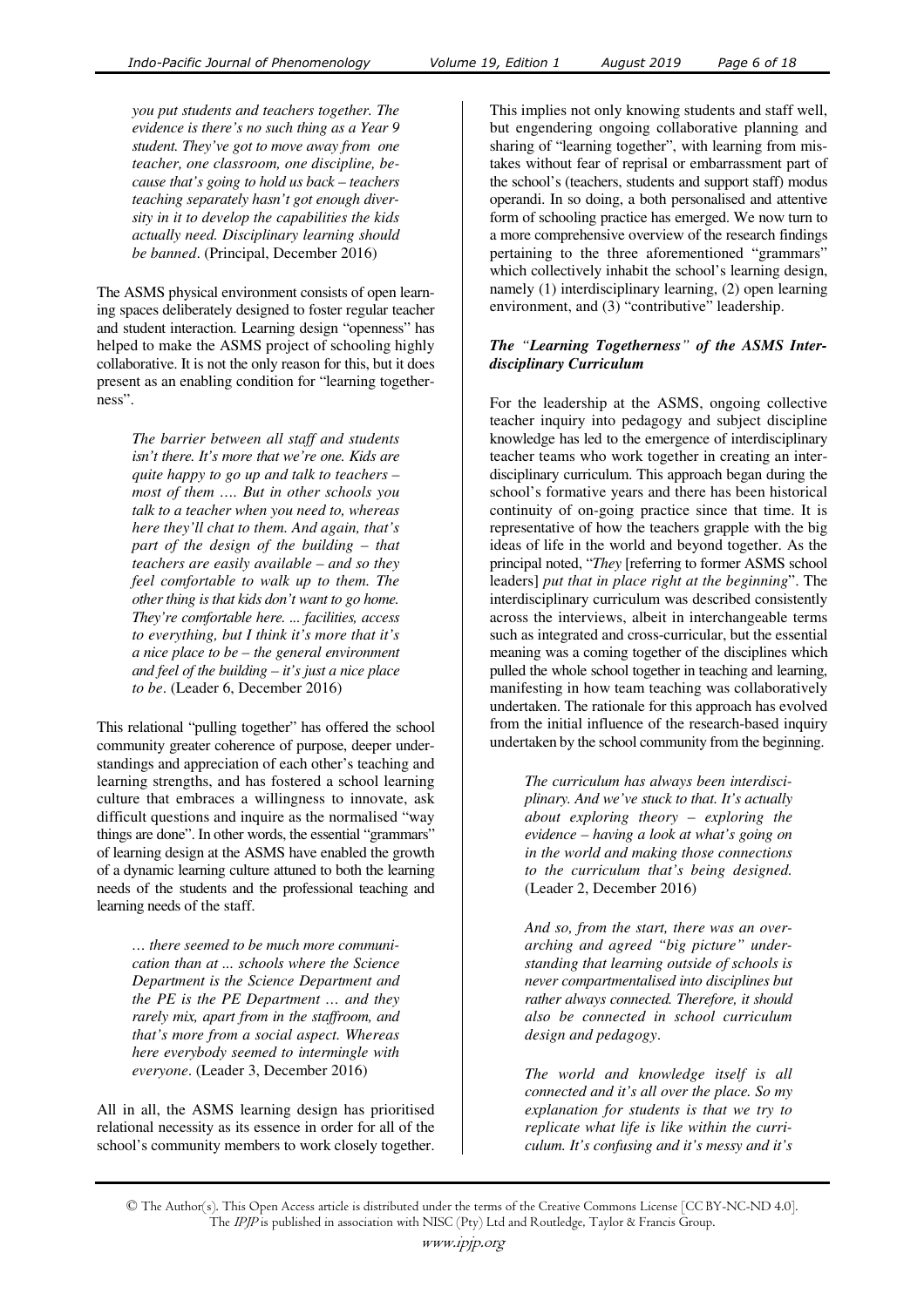*you put students and teachers together. The evidence is there's no such thing as a Year 9 student. They've got to move away from one teacher, one classroom, one discipline, because that's going to hold us back – teachers teaching separately hasn't got enough diversity in it to develop the capabilities the kids actually need. Disciplinary learning should be banned*. (Principal, December 2016)

The ASMS physical environment consists of open learning spaces deliberately designed to foster regular teacher and student interaction. Learning design "openness" has helped to make the ASMS project of schooling highly collaborative. It is not the only reason for this, but it does present as an enabling condition for "learning togetherness".

> *The barrier between all staff and students isn't there. It's more that we're one. Kids are quite happy to go up and talk to teachers – most of them …. But in other schools you talk to a teacher when you need to, whereas here they'll chat to them. And again, that's part of the design of the building – that teachers are easily available – and so they feel comfortable to walk up to them. The other thing is that kids don't want to go home. They're comfortable here. ... facilities, access to everything, but I think it's more that it's a nice place to be – the general environment and feel of the building – it's just a nice place to be*. (Leader 6, December 2016)

This relational "pulling together" has offered the school community greater coherence of purpose, deeper understandings and appreciation of each other's teaching and learning strengths, and has fostered a school learning culture that embraces a willingness to innovate, ask difficult questions and inquire as the normalised "way things are done". In other words, the essential "grammars" of learning design at the ASMS have enabled the growth of a dynamic learning culture attuned to both the learning needs of the students and the professional teaching and learning needs of the staff.

> *… there seemed to be much more communication than at ... schools where the Science Department is the Science Department and the PE is the PE Department … and they rarely mix, apart from in the staffroom, and that's more from a social aspect. Whereas here everybody seemed to intermingle with everyone*. (Leader 3, December 2016)

All in all, the ASMS learning design has prioritised relational necessity as its essence in order for all of the school's community members to work closely together. This implies not only knowing students and staff well, but engendering ongoing collaborative planning and sharing of "learning together", with learning from mistakes without fear of reprisal or embarrassment part of the school's (teachers, students and support staff) modus operandi. In so doing, a both personalised and attentive form of schooling practice has emerged. We now turn to a more comprehensive overview of the research findings pertaining to the three aforementioned "grammars" which collectively inhabit the school's learning design, namely (1) interdisciplinary learning, (2) open learning environment, and (3) "contributive" leadership.

### *The "Learning Togetherness" of the ASMS Interdisciplinary Curriculum*

For the leadership at the ASMS, ongoing collective teacher inquiry into pedagogy and subject discipline knowledge has led to the emergence of interdisciplinary teacher teams who work together in creating an interdisciplinary curriculum. This approach began during the school's formative years and there has been historical continuity of on-going practice since that time. It is representative of how the teachers grapple with the big ideas of life in the world and beyond together. As the principal noted, "*They* [referring to former ASMS school leaders] *put that in place right at the beginning*". The interdisciplinary curriculum was described consistently across the interviews, albeit in interchangeable terms such as integrated and cross-curricular, but the essential meaning was a coming together of the disciplines which pulled the whole school together in teaching and learning, manifesting in how team teaching was collaboratively undertaken. The rationale for this approach has evolved from the initial influence of the research-based inquiry undertaken by the school community from the beginning.

> *The curriculum has always been interdisciplinary. And we've stuck to that. It's actually about exploring theory – exploring the evidence – having a look at what's going on in the world and making those connections to the curriculum that's being designed.* (Leader 2, December 2016)
>
> *And so, from the start, there was an overarching and agreed "big picture" understanding that learning outside of schools is never compartmentalised into disciplines but rather always connected. Therefore, it should also be connected in school curriculum design and pedagogy*.
>
> *The world and knowledge itself is all connected and it's all over the place. So my explanation for students is that we try to replicate what life is like within the curriculum. It's confusing and it's messy and it's*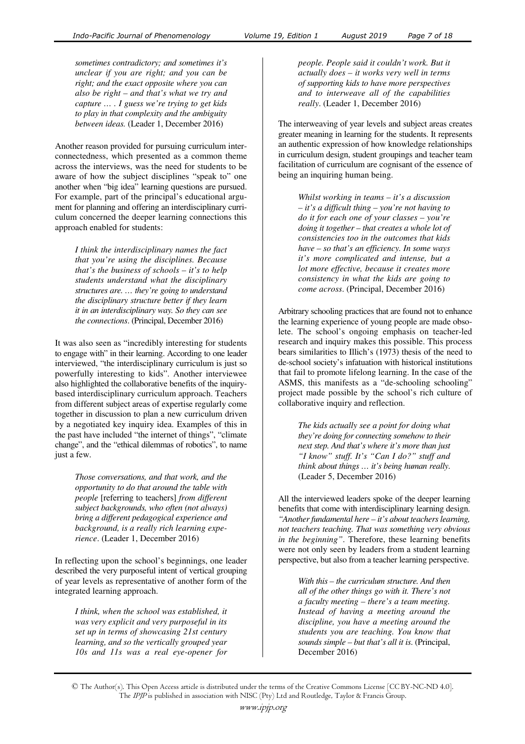*sometimes contradictory; and sometimes it's unclear if you are right; and you can be right; and the exact opposite where you can also be right – and that's what we try and capture … . I guess we're trying to get kids to play in that complexity and the ambiguity between ideas.* (Leader 1, December 2016)

Another reason provided for pursuing curriculum interconnectedness, which presented as a common theme across the interviews, was the need for students to be aware of how the subject disciplines "speak to" one another when "big idea" learning questions are pursued. For example, part of the principal's educational argument for planning and offering an interdisciplinary curriculum concerned the deeper learning connections this approach enabled for students:

> *I think the interdisciplinary names the fact that you're using the disciplines. Because that's the business of schools – it's to help students understand what the disciplinary structures are. … they're going to understand the disciplinary structure better if they learn it in an interdisciplinary way. So they can see the connections*. (Principal, December 2016)

It was also seen as "incredibly interesting for students to engage with" in their learning. According to one leader interviewed, "the interdisciplinary curriculum is just so powerfully interesting to kids". Another interviewee also highlighted the collaborative benefits of the inquiry-based interdisciplinary curriculum approach. Teachers from different subject areas of expertise regularly come together in discussion to plan a new curriculum driven by a negotiated key inquiry idea. Examples of this in the past have included "the internet of things", "climate change", and the "ethical dilemmas of robotics", to name just a few.

> *Those conversations, and that work, and the opportunity to do that around the table with people* [referring to teachers] *from different subject backgrounds, who often (not always) bring a different pedagogical experience and background, is a really rich learning experience*. (Leader 1, December 2016)

In reflecting upon the school's beginnings, one leader described the very purposeful intent of vertical grouping of year levels as representative of another form of the integrated learning approach.

> *I think, when the school was established, it was very explicit and very purposeful in its set up in terms of showcasing 21st century learning, and so the vertically grouped year 10s and 11s was a real eye-opener for people. People said it couldn't work. But it actually does – it works very well in terms of supporting kids to have more perspectives and to interweave all of the capabilities really*. (Leader 1, December 2016)

The interweaving of year levels and subject areas creates greater meaning in learning for the students. It represents an authentic expression of how knowledge relationships in curriculum design, student groupings and teacher team facilitation of curriculum are cognisant of the essence of being an inquiring human being.

> *Whilst working in teams – it's a discussion – it's a difficult thing – you're not having to do it for each one of your classes – you're doing it together – that creates a whole lot of consistencies too in the outcomes that kids have – so that's an efficiency. In some ways it's more complicated and intense, but a lot more effective, because it creates more consistency in what the kids are going to come across*. (Principal, December 2016)

Arbitrary schooling practices that are found not to enhance the learning experience of young people are made obsolete. The school's ongoing emphasis on teacher-led research and inquiry makes this possible. This process bears similarities to Illich's (1973) thesis of the need to de-school society's infatuation with historical institutions that fail to promote lifelong learning. In the case of the ASMS, this manifests as a "de-schooling schooling" project made possible by the school's rich culture of collaborative inquiry and reflection.

> *The kids actually see a point for doing what they're doing for connecting somehow to their next step. And that's where it's more than just "I know" stuff. It's "Can I do?" stuff and think about things … it's being human really.* (Leader 5, December 2016)

All the interviewed leaders spoke of the deeper learning benefits that come with interdisciplinary learning design. *"Another fundamental here – it's about teachers learning, not teachers teaching. That was something very obvious in the beginning"*. Therefore, these learning benefits were not only seen by leaders from a student learning perspective, but also from a teacher learning perspective.

> *With this – the curriculum structure. And then all of the other things go with it. There's not a faculty meeting – there's a team meeting. Instead of having a meeting around the discipline, you have a meeting around the students you are teaching. You know that sounds simple – but that's all it is*. (Principal, December 2016)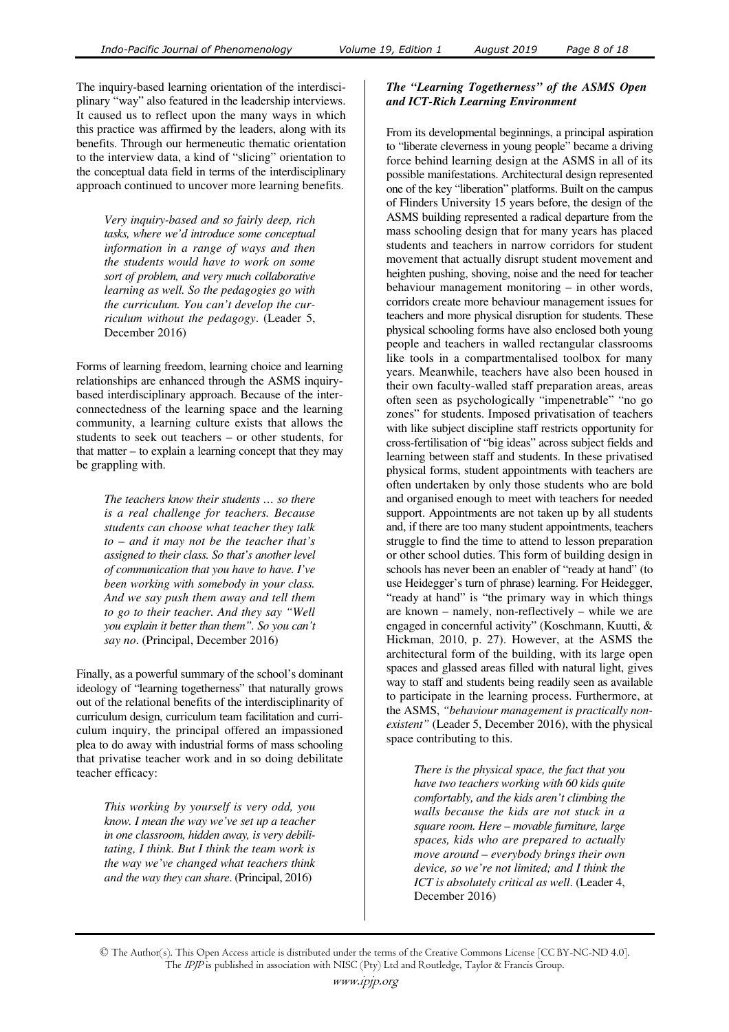The inquiry-based learning orientation of the interdisciplinary "way" also featured in the leadership interviews. It caused us to reflect upon the many ways in which this practice was affirmed by the leaders, along with its benefits. Through our hermeneutic thematic orientation to the interview data, a kind of "slicing" orientation to the conceptual data field in terms of the interdisciplinary approach continued to uncover more learning benefits.

> *Very inquiry-based and so fairly deep, rich tasks, where we'd introduce some conceptual information in a range of ways and then the students would have to work on some sort of problem, and very much collaborative learning as well. So the pedagogies go with the curriculum. You can't develop the curriculum without the pedagogy*. (Leader 5, December 2016)

Forms of learning freedom, learning choice and learning relationships are enhanced through the ASMS inquiry-based interdisciplinary approach. Because of the interconnectedness of the learning space and the learning community, a learning culture exists that allows the students to seek out teachers – or other students, for that matter – to explain a learning concept that they may be grappling with.

> *The teachers know their students … so there is a real challenge for teachers. Because students can choose what teacher they talk to – and it may not be the teacher that's assigned to their class. So that's another level of communication that you have to have. I've been working with somebody in your class. And we say push them away and tell them to go to their teacher. And they say "Well you explain it better than them". So you can't say no*. (Principal, December 2016)

Finally, as a powerful summary of the school's dominant ideology of "learning togetherness" that naturally grows out of the relational benefits of the interdisciplinarity of curriculum design, curriculum team facilitation and curriculum inquiry, the principal offered an impassioned plea to do away with industrial forms of mass schooling that privatise teacher work and in so doing debilitate teacher efficacy:

> *This working by yourself is very odd, you know. I mean the way we've set up a teacher in one classroom, hidden away, is very debilitating, I think. But I think the team work is the way we've changed what teachers think and the way they can share*. (Principal, 2016)

### *The "Learning Togetherness" of the ASMS Open and ICT-Rich Learning Environment*

From its developmental beginnings, a principal aspiration to "liberate cleverness in young people" became a driving force behind learning design at the ASMS in all of its possible manifestations. Architectural design represented one of the key "liberation" platforms. Built on the campus of Flinders University 15 years before, the design of the ASMS building represented a radical departure from the mass schooling design that for many years has placed students and teachers in narrow corridors for student movement that actually disrupt student movement and heighten pushing, shoving, noise and the need for teacher behaviour management monitoring – in other words, corridors create more behaviour management issues for teachers and more physical disruption for students. These physical schooling forms have also enclosed both young people and teachers in walled rectangular classrooms like tools in a compartmentalised toolbox for many years. Meanwhile, teachers have also been housed in their own faculty-walled staff preparation areas, areas often seen as psychologically "impenetrable" "no go zones" for students. Imposed privatisation of teachers with like subject discipline staff restricts opportunity for cross-fertilisation of "big ideas" across subject fields and learning between staff and students. In these privatised physical forms, student appointments with teachers are often undertaken by only those students who are bold and organised enough to meet with teachers for needed support. Appointments are not taken up by all students and, if there are too many student appointments, teachers struggle to find the time to attend to lesson preparation or other school duties. This form of building design in schools has never been an enabler of "ready at hand" (to use Heidegger's turn of phrase) learning. For Heidegger, "ready at hand" is "the primary way in which things are known – namely, non-reflectively – while we are engaged in concernful activity" (Koschmann, Kuutti, & Hickman, 2010, p. 27). However, at the ASMS the architectural form of the building, with its large open spaces and glassed areas filled with natural light, gives way to staff and students being readily seen as available to participate in the learning process. Furthermore, at the ASMS, *"behaviour management is practically non-existent"* (Leader 5, December 2016), with the physical space contributing to this.

> *There is the physical space, the fact that you have two teachers working with 60 kids quite comfortably, and the kids aren't climbing the walls because the kids are not stuck in a square room. Here – movable furniture, large spaces, kids who are prepared to actually move around – everybody brings their own device, so we're not limited; and I think the ICT is absolutely critical as well*. (Leader 4, December 2016)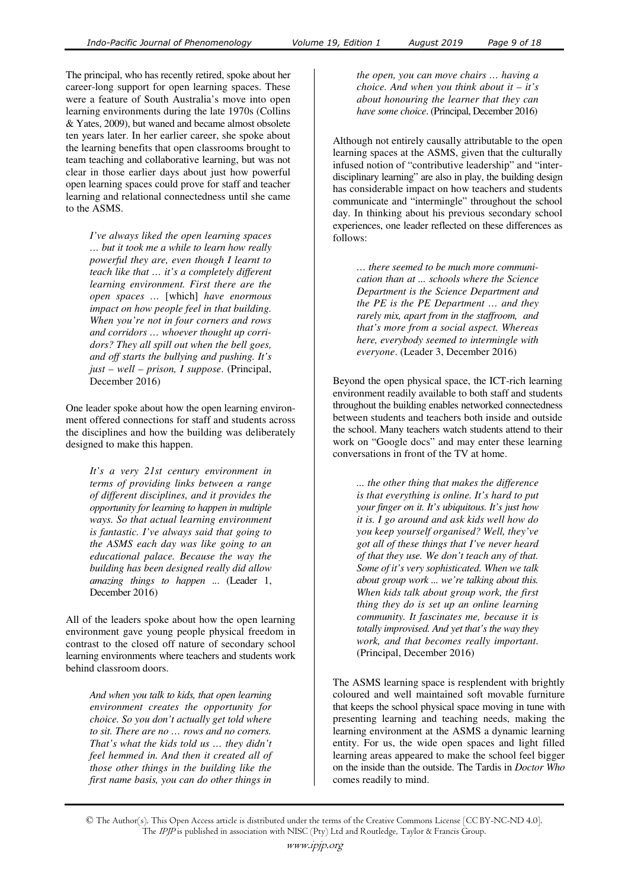The principal, who has recently retired, spoke about her career-long support for open learning spaces. These were a feature of South Australia's move into open learning environments during the late 1970s (Collins & Yates, 2009), but waned and became almost obsolete ten years later. In her earlier career, she spoke about the learning benefits that open classrooms brought to team teaching and collaborative learning, but was not clear in those earlier days about just how powerful open learning spaces could prove for staff and teacher learning and relational connectedness until she came to the ASMS.

> *I've always liked the open learning spaces … but it took me a while to learn how really powerful they are, even though I learnt to teach like that … it's a completely different learning environment. First there are the open spaces …* [which] *have enormous impact on how people feel in that building. When you're not in four corners and rows and corridors … whoever thought up corridors? They all spill out when the bell goes, and off starts the bullying and pushing. It's just – well – prison, I suppose.* (Principal, December 2016)

One leader spoke about how the open learning environment offered connections for staff and students across the disciplines and how the building was deliberately designed to make this happen.

> *It's a very 21st century environment in terms of providing links between a range of different disciplines, and it provides the opportunity for learning to happen in multiple ways. So that actual learning environment is fantastic. I've always said that going to the ASMS each day was like going to an educational palace. Because the way the building has been designed really did allow amazing things to happen ...* (Leader 1, December 2016)

All of the leaders spoke about how the open learning environment gave young people physical freedom in contrast to the closed off nature of secondary school learning environments where teachers and students work behind classroom doors.

> *And when you talk to kids, that open learning environment creates the opportunity for choice. So you don't actually get told where to sit. There are no … rows and no corners. That's what the kids told us … they didn't feel hemmed in. And then it created all of those other things in the building like the first name basis, you can do other things in the open, you can move chairs … having a choice. And when you think about it – it's about honouring the learner that they can have some choice.* (Principal, December 2016)

Although not entirely causally attributable to the open learning spaces at the ASMS, given that the culturally infused notion of "contributive leadership" and "interdisciplinary learning" are also in play, the building design has considerable impact on how teachers and students communicate and "intermingle" throughout the school day. In thinking about his previous secondary school experiences, one leader reflected on these differences as follows:

> *… there seemed to be much more communication than at ... schools where the Science Department is the Science Department and the PE is the PE Department … and they rarely mix, apart from in the staffroom, and that's more from a social aspect. Whereas here, everybody seemed to intermingle with everyone.* (Leader 3, December 2016)

Beyond the open physical space, the ICT-rich learning environment readily available to both staff and students throughout the building enables networked connectedness between students and teachers both inside and outside the school. Many teachers watch students attend to their work on "Google docs" and may enter these learning conversations in front of the TV at home.

> *... the other thing that makes the difference is that everything is online. It's hard to put your finger on it. It's ubiquitous. It's just how it is. I go around and ask kids well how do you keep yourself organised? Well, they've got all of these things that I've never heard of that they use. We don't teach any of that. Some of it's very sophisticated. When we talk about group work ... we're talking about this. When kids talk about group work, the first thing they do is set up an online learning community. It fascinates me, because it is totally improvised. And yet that's the way they work, and that becomes really important.* (Principal, December 2016)

The ASMS learning space is resplendent with brightly coloured and well maintained soft movable furniture that keeps the school physical space moving in tune with presenting learning and teaching needs, making the learning environment at the ASMS a dynamic learning entity. For us, the wide open spaces and light filled learning areas appeared to make the school feel bigger on the inside than the outside. The Tardis in *Doctor Who* comes readily to mind.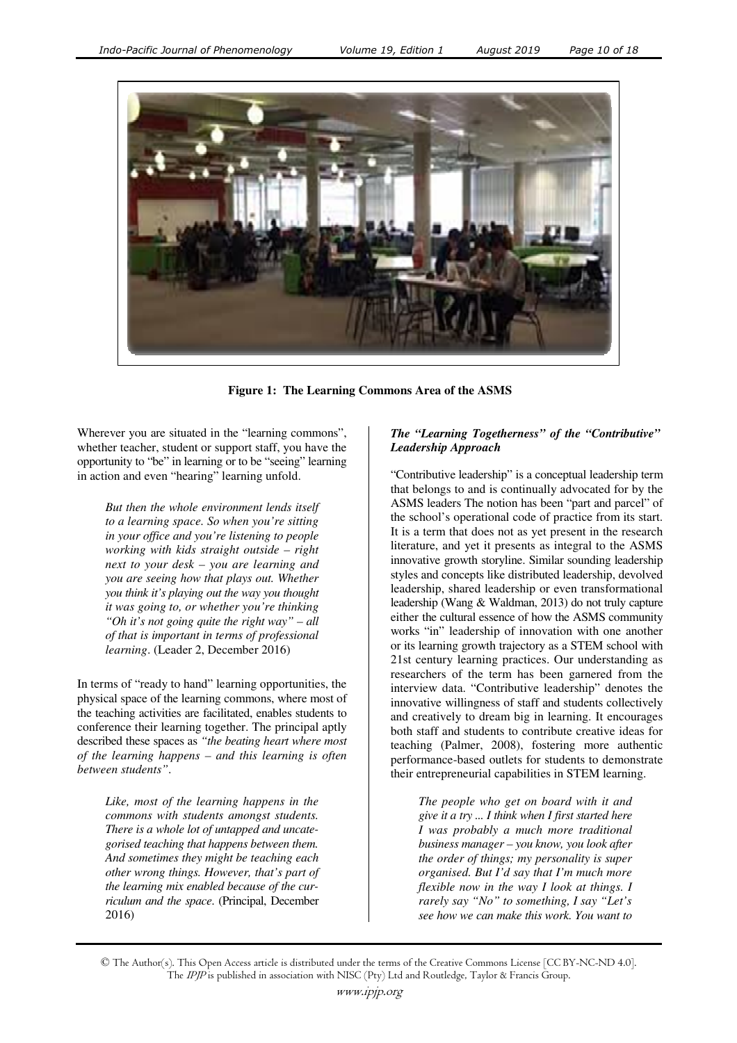Figure 1: The Learning Commons Area of the ASMS

Wherever you are situated in the "learning commons", whether teacher, student or support staff, you have the opportunity to "be" in learning or to be "seeing" learning in action and even "hearing" learning unfold.

> *But then the whole environment lends itself to a learning space. So when you're sitting in your office and you're listening to people working with kids straight outside – right next to your desk – you are learning and you are seeing how that plays out. Whether you think it's playing out the way you thought it was going to, or whether you're thinking "Oh it's not going quite the right way" – all of that is important in terms of professional learning*. (Leader 2, December 2016)

In terms of "ready to hand" learning opportunities, the physical space of the learning commons, where most of the teaching activities are facilitated, enables students to conference their learning together. The principal aptly described these spaces as *"the beating heart where most of the learning happens – and this learning is often between students"*.

> *Like, most of the learning happens in the commons with students amongst students. There is a whole lot of untapped and uncategorised teaching that happens between them. And sometimes they might be teaching each other wrong things. However, that's part of the learning mix enabled because of the curriculum and the space*. (Principal, December 2016)

### *The "Learning Togetherness" of the "Contributive" Leadership Approach*

"Contributive leadership" is a conceptual leadership term that belongs to and is continually advocated for by the ASMS leaders The notion has been "part and parcel" of the school's operational code of practice from its start. It is a term that does not as yet present in the research literature, and yet it presents as integral to the ASMS innovative growth storyline. Similar sounding leadership styles and concepts like distributed leadership, devolved leadership, shared leadership or even transformational leadership (Wang & Waldman, 2013) do not truly capture either the cultural essence of how the ASMS community works "in" leadership of innovation with one another or its learning growth trajectory as a STEM school with 21st century learning practices. Our understanding as researchers of the term has been garnered from the interview data. "Contributive leadership" denotes the innovative willingness of staff and students collectively and creatively to dream big in learning. It encourages both staff and students to contribute creative ideas for teaching (Palmer, 2008), fostering more authentic performance-based outlets for students to demonstrate their entrepreneurial capabilities in STEM learning.

> *The people who get on board with it and give it a try ... I think when I first started here I was probably a much more traditional business manager – you know, you look after the order of things; my personality is super organised. But I'd say that I'm much more flexible now in the way I look at things. I rarely say "No" to something, I say "Let's see how we can make this work. You want to*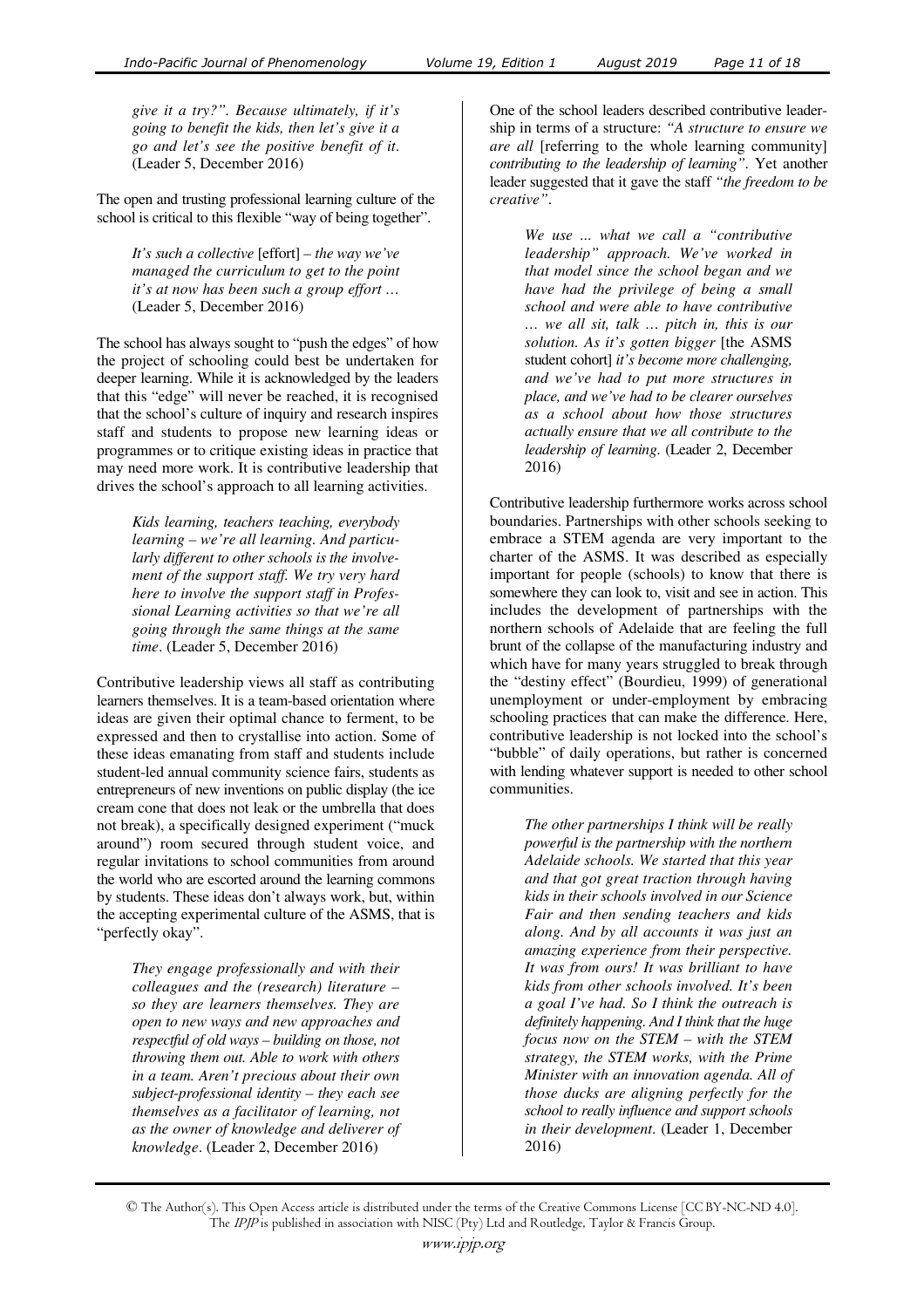*give it a try?". Because ultimately, if it's going to benefit the kids, then let's give it a go and let's see the positive benefit of it*. (Leader 5, December 2016)

The open and trusting professional learning culture of the school is critical to this flexible "way of being together".

> *It's such a collective* [effort] *– the way we've managed the curriculum to get to the point it's at now has been such a group effort …* (Leader 5, December 2016)

The school has always sought to "push the edges" of how the project of schooling could best be undertaken for deeper learning. While it is acknowledged by the leaders that this "edge" will never be reached, it is recognised that the school's culture of inquiry and research inspires staff and students to propose new learning ideas or programmes or to critique existing ideas in practice that may need more work. It is contributive leadership that drives the school's approach to all learning activities.

> *Kids learning, teachers teaching, everybody learning – we're all learning. And particularly different to other schools is the involvement of the support staff. We try very hard here to involve the support staff in Professional Learning activities so that we're all going through the same things at the same time*. (Leader 5, December 2016)

Contributive leadership views all staff as contributing learners themselves. It is a team-based orientation where ideas are given their optimal chance to ferment, to be expressed and then to crystallise into action. Some of these ideas emanating from staff and students include student-led annual community science fairs, students as entrepreneurs of new inventions on public display (the ice cream cone that does not leak or the umbrella that does not break), a specifically designed experiment ("muck around") room secured through student voice, and regular invitations to school communities from around the world who are escorted around the learning commons by students. These ideas don't always work, but, within the accepting experimental culture of the ASMS, that is "perfectly okay".

> *They engage professionally and with their colleagues and the (research) literature – so they are learners themselves. They are open to new ways and new approaches and respectful of old ways – building on those, not throwing them out. Able to work with others in a team. Aren't precious about their own subject-professional identity – they each see themselves as a facilitator of learning, not as the owner of knowledge and deliverer of knowledge*. (Leader 2, December 2016)

One of the school leaders described contributive leadership in terms of a structure: *"A structure to ensure we are all* [referring to the whole learning community] *contributing to the leadership of learning"*. Yet another leader suggested that it gave the staff *"the freedom to be creative"*.

> *We use ... what we call a "contributive leadership" approach. We've worked in that model since the school began and we have had the privilege of being a small school and were able to have contributive … we all sit, talk … pitch in, this is our solution. As it's gotten bigger* [the ASMS student cohort] *it's become more challenging, and we've had to put more structures in place, and we've had to be clearer ourselves as a school about how those structures actually ensure that we all contribute to the leadership of learning*. (Leader 2, December 2016)

Contributive leadership furthermore works across school boundaries. Partnerships with other schools seeking to embrace a STEM agenda are very important to the charter of the ASMS. It was described as especially important for people (schools) to know that there is somewhere they can look to, visit and see in action. This includes the development of partnerships with the northern schools of Adelaide that are feeling the full brunt of the collapse of the manufacturing industry and which have for many years struggled to break through the "destiny effect" (Bourdieu, 1999) of generational unemployment or under-employment by embracing schooling practices that can make the difference. Here, contributive leadership is not locked into the school's "bubble" of daily operations, but rather is concerned with lending whatever support is needed to other school communities.

> *The other partnerships I think will be really powerful is the partnership with the northern Adelaide schools. We started that this year and that got great traction through having kids in their schools involved in our Science Fair and then sending teachers and kids along. And by all accounts it was just an amazing experience from their perspective. It was from ours! It was brilliant to have kids from other schools involved. It's been a goal I've had. So I think the outreach is definitely happening. And I think that the huge focus now on the STEM – with the STEM strategy, the STEM works, with the Prime Minister with an innovation agenda. All of those ducks are aligning perfectly for the school to really influence and support schools in their development*. (Leader 1, December 2016)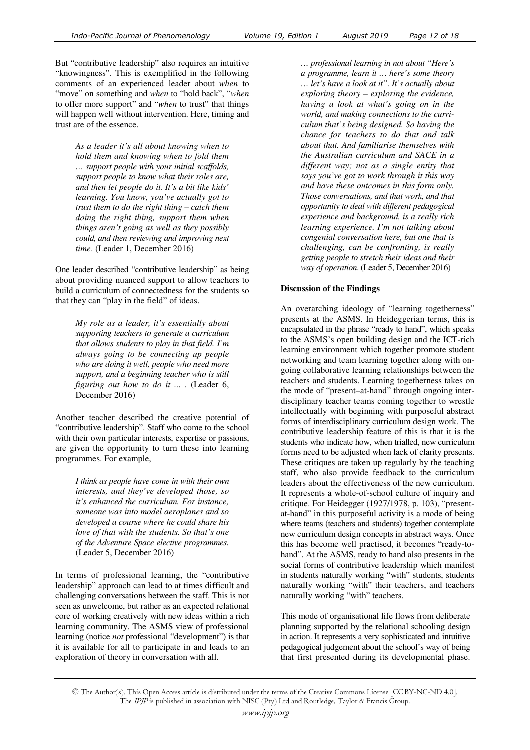But "contributive leadership" also requires an intuitive "knowingness". This is exemplified in the following comments of an experienced leader about *when* to "move" on something and *when* to "hold back", "*when* to offer more support" and "*when* to trust" that things will happen well without intervention. Here, timing and trust are of the essence.

> *As a leader it's all about knowing when to hold them and knowing when to fold them … support people with your initial scaffolds, support people to know what their roles are, and then let people do it. It's a bit like kids' learning. You know, you've actually got to trust them to do the right thing – catch them doing the right thing, support them when things aren't going as well as they possibly could, and then reviewing and improving next time*. (Leader 1, December 2016)

One leader described "contributive leadership" as being about providing nuanced support to allow teachers to build a curriculum of connectedness for the students so that they can "play in the field" of ideas.

> *My role as a leader, it's essentially about supporting teachers to generate a curriculum that allows students to play in that field. I'm always going to be connecting up people who are doing it well, people who need more support, and a beginning teacher who is still figuring out how to do it ...* . (Leader 6, December 2016)

Another teacher described the creative potential of "contributive leadership". Staff who come to the school with their own particular interests, expertise or passions, are given the opportunity to turn these into learning programmes. For example,

> *I think as people have come in with their own interests, and they've developed those, so it's enhanced the curriculum. For instance, someone was into model aeroplanes and so developed a course where he could share his love of that with the students. So that's one of the Adventure Space elective programmes.* (Leader 5, December 2016)

In terms of professional learning, the "contributive leadership" approach can lead to at times difficult and challenging conversations between the staff. This is not seen as unwelcome, but rather as an expected relational core of working creatively with new ideas within a rich learning community. The ASMS view of professional learning (notice *not* professional "development") is that it is available for all to participate in and leads to an exploration of theory in conversation with all.

> *… professional learning in not about "Here's a programme, learn it … here's some theory … let's have a look at it". It's actually about exploring theory – exploring the evidence, having a look at what's going on in the world, and making connections to the curriculum that's being designed. So having the chance for teachers to do that and talk about that. And familiarise themselves with the Australian curriculum and SACE in a different way; not as a single entity that says you've got to work through it this way and have these outcomes in this form only. Those conversations, and that work, and that opportunity to deal with different pedagogical experience and background, is a really rich learning experience. I'm not talking about congenial conversation here, but one that is challenging, can be confronting, is really getting people to stretch their ideas and their way of operation.* (Leader 5, December 2016)

**Discussion of the Findings**

An overarching ideology of "learning togetherness" presents at the ASMS. In Heideggerian terms, this is encapsulated in the phrase "ready to hand", which speaks to the ASMS's open building design and the ICT-rich learning environment which together promote student networking and team learning together along with on-going collaborative learning relationships between the teachers and students. Learning togetherness takes on the mode of "present–at-hand" through ongoing inter-disciplinary teacher teams coming together to wrestle intellectually with beginning with purposeful abstract forms of interdisciplinary curriculum design work. The contributive leadership feature of this is that it is the students who indicate how, when trialled, new curriculum forms need to be adjusted when lack of clarity presents. These critiques are taken up regularly by the teaching staff, who also provide feedback to the curriculum leaders about the effectiveness of the new curriculum. It represents a whole-of-school culture of inquiry and critique. For Heidegger (1927/1978, p. 103), "present-at-hand" in this purposeful activity is a mode of being where teams (teachers and students) together contemplate new curriculum design concepts in abstract ways. Once this has become well practised, it becomes "ready-to-hand". At the ASMS, ready to hand also presents in the social forms of contributive leadership which manifest in students naturally working "with" students, students naturally working "with" their teachers, and teachers naturally working "with" teachers.

This mode of organisational life flows from deliberate planning supported by the relational schooling design in action. It represents a very sophisticated and intuitive pedagogical judgement about the school's way of being that first presented during its developmental phase.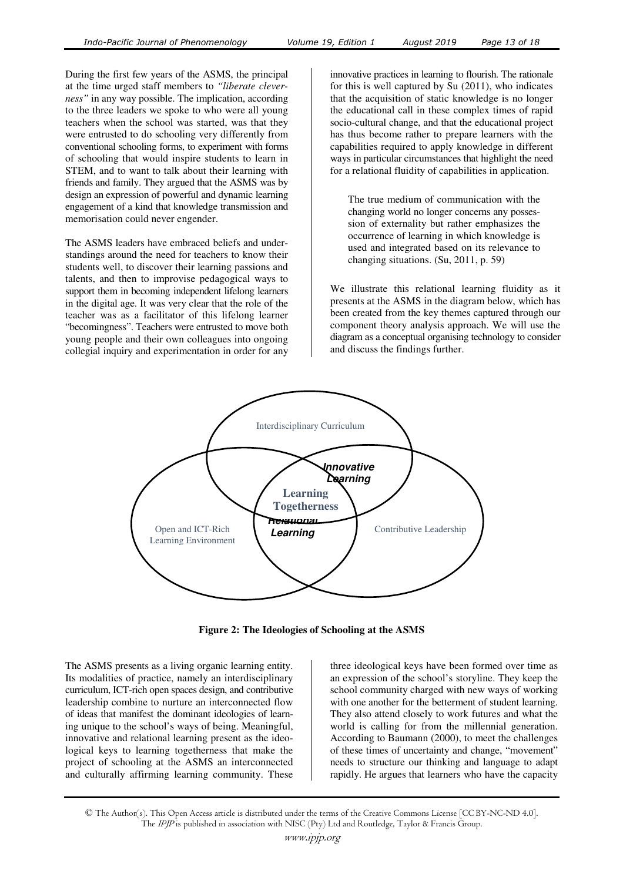During the first few years of the ASMS, the principal at the time urged staff members to *"liberate cleverness"* in any way possible. The implication, according to the three leaders we spoke to who were all young teachers when the school was started, was that they were entrusted to do schooling very differently from conventional schooling forms, to experiment with forms of schooling that would inspire students to learn in STEM, and to want to talk about their learning with friends and family. They argued that the ASMS was by design an expression of powerful and dynamic learning engagement of a kind that knowledge transmission and memorisation could never engender.

The ASMS leaders have embraced beliefs and understandings around the need for teachers to know their students well, to discover their learning passions and talents, and then to improvise pedagogical ways to support them in becoming independent lifelong learners in the digital age. It was very clear that the role of the teacher was as a facilitator of this lifelong learner "becomingness". Teachers were entrusted to move both young people and their own colleagues into ongoing collegial inquiry and experimentation in order for any innovative practices in learning to flourish. The rationale for this is well captured by Su (2011), who indicates that the acquisition of static knowledge is no longer the educational call in these complex times of rapid socio-cultural change, and that the educational project has thus become rather to prepare learners with the capabilities required to apply knowledge in different ways in particular circumstances that highlight the need for a relational fluidity of capabilities in application.

> The true medium of communication with the changing world no longer concerns any possession of externality but rather emphasizes the occurrence of learning in which knowledge is used and integrated based on its relevance to changing situations. (Su, 2011, p. 59)

We illustrate this relational learning fluidity as it presents at the ASMS in the diagram below, which has been created from the key themes captured through our component theory analysis approach. We will use the diagram as a conceptual organising technology to consider and discuss the findings further.

Interdisciplinary Curriculum

Open and ICT-Rich Learning Environment

Contributive Leadership

***Innovative Learning***

**Learning Togetherness**

***Relational Learning***

**Figure 2: The Ideologies of Schooling at the ASMS**

The ASMS presents as a living organic learning entity. Its modalities of practice, namely an interdisciplinary curriculum, ICT-rich open spaces design, and contributive leadership combine to nurture an interconnected flow of ideas that manifest the dominant ideologies of learning unique to the school's ways of being. Meaningful, innovative and relational learning present as the ideological keys to learning togetherness that make the project of schooling at the ASMS an interconnected and culturally affirming learning community. These three ideological keys have been formed over time as an expression of the school's storyline. They keep the school community charged with new ways of working with one another for the betterment of student learning. They also attend closely to work futures and what the world is calling for from the millennial generation. According to Baumann (2000), to meet the challenges of these times of uncertainty and change, "movement" needs to structure our thinking and language to adapt rapidly. He argues that learners who have the capacity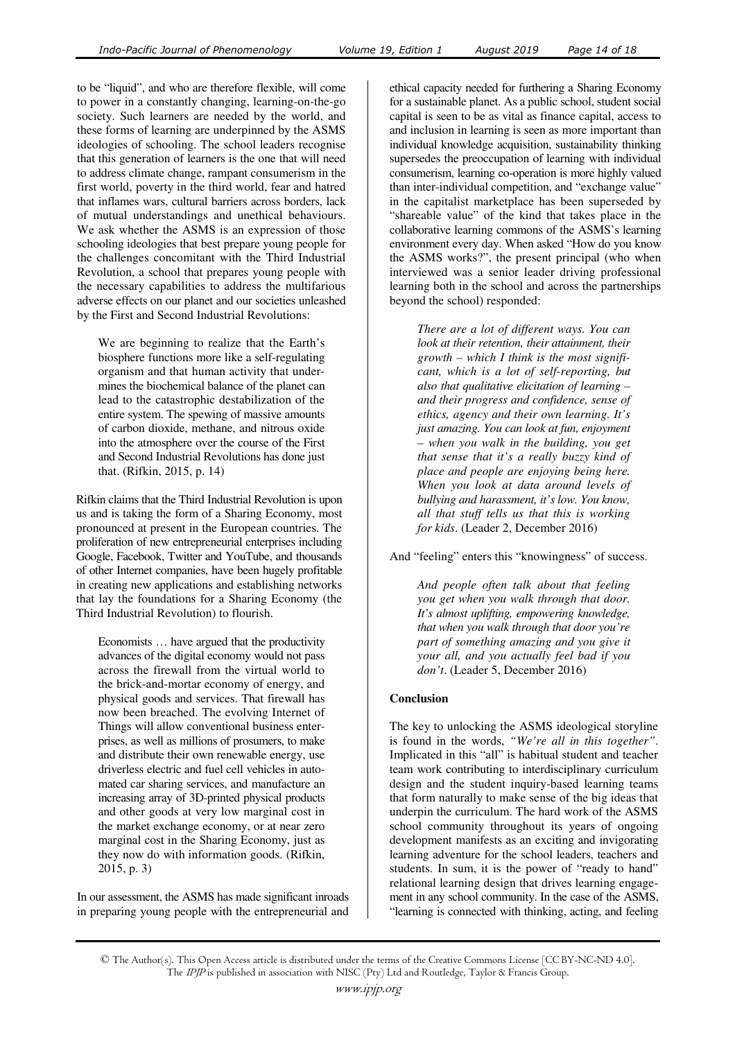to be "liquid", and who are therefore flexible, will come to power in a constantly changing, learning-on-the-go society. Such learners are needed by the world, and these forms of learning are underpinned by the ASMS ideologies of schooling. The school leaders recognise that this generation of learners is the one that will need to address climate change, rampant consumerism in the first world, poverty in the third world, fear and hatred that inflames wars, cultural barriers across borders, lack of mutual understandings and unethical behaviours. We ask whether the ASMS is an expression of those schooling ideologies that best prepare young people for the challenges concomitant with the Third Industrial Revolution, a school that prepares young people with the necessary capabilities to address the multifarious adverse effects on our planet and our societies unleashed by the First and Second Industrial Revolutions:

> We are beginning to realize that the Earth's biosphere functions more like a self-regulating organism and that human activity that undermines the biochemical balance of the planet can lead to the catastrophic destabilization of the entire system. The spewing of massive amounts of carbon dioxide, methane, and nitrous oxide into the atmosphere over the course of the First and Second Industrial Revolutions has done just that. (Rifkin, 2015, p. 14)

Rifkin claims that the Third Industrial Revolution is upon us and is taking the form of a Sharing Economy, most pronounced at present in the European countries. The proliferation of new entrepreneurial enterprises including Google, Facebook, Twitter and YouTube, and thousands of other Internet companies, have been hugely profitable in creating new applications and establishing networks that lay the foundations for a Sharing Economy (the Third Industrial Revolution) to flourish.

> Economists … have argued that the productivity advances of the digital economy would not pass across the firewall from the virtual world to the brick-and-mortar economy of energy, and physical goods and services. That firewall has now been breached. The evolving Internet of Things will allow conventional business enterprises, as well as millions of prosumers, to make and distribute their own renewable energy, use driverless electric and fuel cell vehicles in automated car sharing services, and manufacture an increasing array of 3D-printed physical products and other goods at very low marginal cost in the market exchange economy, or at near zero marginal cost in the Sharing Economy, just as they now do with information goods. (Rifkin, 2015, p. 3)

In our assessment, the ASMS has made significant inroads in preparing young people with the entrepreneurial and ethical capacity needed for furthering a Sharing Economy for a sustainable planet. As a public school, student social capital is seen to be as vital as finance capital, access to and inclusion in learning is seen as more important than individual knowledge acquisition, sustainability thinking supersedes the preoccupation of learning with individual consumerism, learning co-operation is more highly valued than inter-individual competition, and "exchange value" in the capitalist marketplace has been superseded by "shareable value" of the kind that takes place in the collaborative learning commons of the ASMS's learning environment every day. When asked "How do you know the ASMS works?", the present principal (who when interviewed was a senior leader driving professional learning both in the school and across the partnerships beyond the school) responded:

> *There are a lot of different ways. You can look at their retention, their attainment, their growth – which I think is the most significant, which is a lot of self-reporting, but also that qualitative elicitation of learning – and their progress and confidence, sense of ethics, agency and their own learning. It's just amazing. You can look at fun, enjoyment – when you walk in the building, you get that sense that it's a really buzzy kind of place and people are enjoying being here. When you look at data around levels of bullying and harassment, it's low. You know, all that stuff tells us that this is working for kids*. (Leader 2, December 2016)

And "feeling" enters this "knowingness" of success.

> *And people often talk about that feeling you get when you walk through that door. It's almost uplifting, empowering knowledge, that when you walk through that door you're part of something amazing and you give it your all, and you actually feel bad if you don't*. (Leader 5, December 2016)

## Conclusion

The key to unlocking the ASMS ideological storyline is found in the words, *"We're all in this together"*. Implicated in this "all" is habitual student and teacher team work contributing to interdisciplinary curriculum design and the student inquiry-based learning teams that form naturally to make sense of the big ideas that underpin the curriculum. The hard work of the ASMS school community throughout its years of ongoing development manifests as an exciting and invigorating learning adventure for the school leaders, teachers and students. In sum, it is the power of "ready to hand" relational learning design that drives learning engagement in any school community. In the case of the ASMS, "learning is connected with thinking, acting, and feeling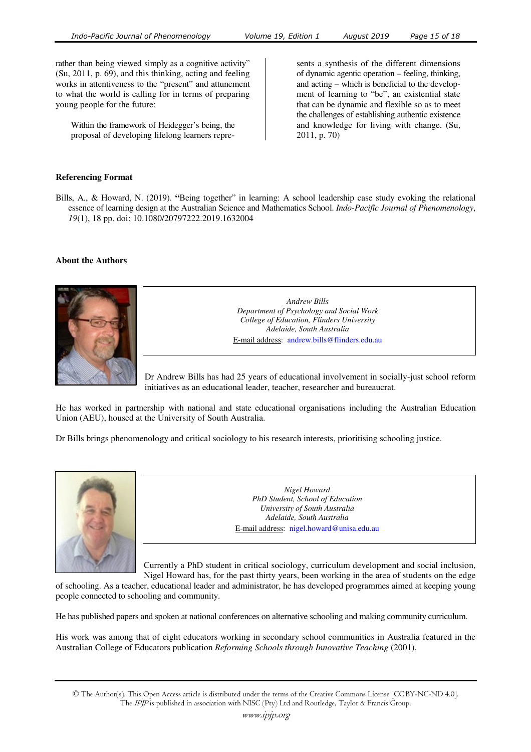rather than being viewed simply as a cognitive activity" (Su, 2011, p. 69), and this thinking, acting and feeling works in attentiveness to the "present" and attunement to what the world is calling for in terms of preparing young people for the future:

> Within the framework of Heidegger's being, the proposal of developing lifelong learners represents a synthesis of the different dimensions of dynamic agentic operation – feeling, thinking, and acting – which is beneficial to the development of learning to "be", an existential state that can be dynamic and flexible so as to meet the challenges of establishing authentic existence and knowledge for living with change. (Su, 2011, p. 70)

**Referencing Format**

Bills, A., & Howard, N. (2019). **"**Being together" in learning: A school leadership case study evoking the relational essence of learning design at the Australian Science and Mathematics School. *Indo-Pacific Journal of Phenomenology*, *19*(1), 18 pp. doi: 10.1080/20797222.2019.1632004

**About the Authors**

*Andrew Bills*
*Department of Psychology and Social Work*
*College of Education, Flinders University*
*Adelaide, South Australia*
E-mail address: andrew.bills@flinders.edu.au

Dr Andrew Bills has had 25 years of educational involvement in socially-just school reform initiatives as an educational leader, teacher, researcher and bureaucrat.

He has worked in partnership with national and state educational organisations including the Australian Education Union (AEU), housed at the University of South Australia.

Dr Bills brings phenomenology and critical sociology to his research interests, prioritising schooling justice.

*Nigel Howard*
*PhD Student, School of Education*
*University of South Australia*
*Adelaide, South Australia*
E-mail address: nigel.howard@unisa.edu.au

Currently a PhD student in critical sociology, curriculum development and social inclusion, Nigel Howard has, for the past thirty years, been working in the area of students on the edge of schooling. As a teacher, educational leader and administrator, he has developed programmes aimed at keeping young people connected to schooling and community.

He has published papers and spoken at national conferences on alternative schooling and making community curriculum.

His work was among that of eight educators working in secondary school communities in Australia featured in the Australian College of Educators publication *Reforming Schools through Innovative Teaching* (2001).

© The Author(s). This Open Access article is distributed under the terms of the Creative Commons License [CC BY-NC-ND 4.0]. The *IPJP* is published in association with NISC (Pty) Ltd and Routledge, Taylor & Francis Group.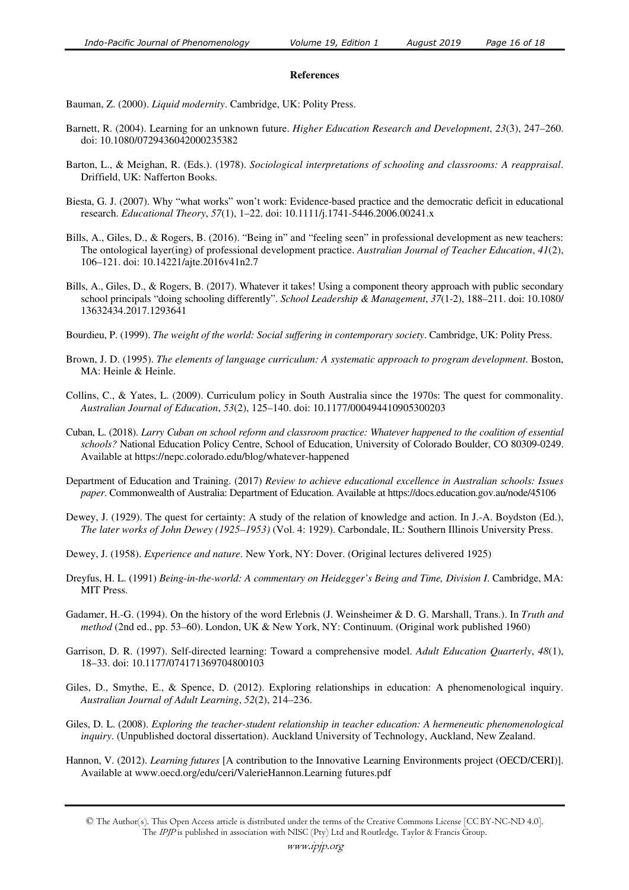## References

Bauman, Z. (2000). *Liquid modernity*. Cambridge, UK: Polity Press.

Barnett, R. (2004). Learning for an unknown future. *Higher Education Research and Development*, *23*(3), 247–260. doi: 10.1080/0729436042000235382

Barton, L., & Meighan, R. (Eds.). (1978). *Sociological interpretations of schooling and classrooms: A reappraisal*. Driffield, UK: Nafferton Books.

Biesta, G. J. (2007). Why "what works" won't work: Evidence-based practice and the democratic deficit in educational research. *Educational Theory*, *57*(1), 1–22. doi: 10.1111/j.1741-5446.2006.00241.x

Bills, A., Giles, D., & Rogers, B. (2016). "Being in" and "feeling seen" in professional development as new teachers: The ontological layer(ing) of professional development practice. *Australian Journal of Teacher Education*, *41*(2), 106–121. doi: 10.14221/ajte.2016v41n2.7

Bills, A., Giles, D., & Rogers, B. (2017). Whatever it takes! Using a component theory approach with public secondary school principals "doing schooling differently". *School Leadership & Management*, *37*(1-2), 188–211. doi: 10.1080/13632434.2017.1293641

Bourdieu, P. (1999). *The weight of the world: Social suffering in contemporary society*. Cambridge, UK: Polity Press.

Brown, J. D. (1995). *The elements of language curriculum: A systematic approach to program development*. Boston, MA: Heinle & Heinle.

Collins, C., & Yates, L. (2009). Curriculum policy in South Australia since the 1970s: The quest for commonality. *Australian Journal of Education*, *53*(2), 125–140. doi: 10.1177/000494410905300203

Cuban, L. (2018). *Larry Cuban on school reform and classroom practice: Whatever happened to the coalition of essential schools?* National Education Policy Centre, School of Education, University of Colorado Boulder, CO 80309-0249. Available at https://nepc.colorado.edu/blog/whatever-happened

Department of Education and Training. (2017) *Review to achieve educational excellence in Australian schools: Issues paper*. Commonwealth of Australia: Department of Education. Available at https://docs.education.gov.au/node/45106

Dewey, J. (1929). The quest for certainty: A study of the relation of knowledge and action. In J.-A. Boydston (Ed.), *The later works of John Dewey (1925–1953)* (Vol. 4: 1929). Carbondale, IL: Southern Illinois University Press.

Dewey, J. (1958). *Experience and nature*. New York, NY: Dover. (Original lectures delivered 1925)

Dreyfus, H. L. (1991) *Being-in-the-world: A commentary on Heidegger's Being and Time, Division I*. Cambridge, MA: MIT Press.

Gadamer, H.-G. (1994). On the history of the word Erlebnis (J. Weinsheimer & D. G. Marshall, Trans.). In *Truth and method* (2nd ed., pp. 53–60). London, UK & New York, NY: Continuum. (Original work published 1960)

Garrison, D. R. (1997). Self-directed learning: Toward a comprehensive model. *Adult Education Quarterly*, *48*(1), 18–33. doi: 10.1177/074171369704800103

Giles, D., Smythe, E., & Spence, D. (2012). Exploring relationships in education: A phenomenological inquiry. *Australian Journal of Adult Learning*, *52*(2), 214–236.

Giles, D. L. (2008). *Exploring the teacher-student relationship in teacher education: A hermeneutic phenomenological inquiry*. (Unpublished doctoral dissertation). Auckland University of Technology, Auckland, New Zealand.

Hannon, V. (2012). *Learning futures* [A contribution to the Innovative Learning Environments project (OECD/CERI)]. Available at www.oecd.org/edu/ceri/ValerieHannon.Learning futures.pdf

© The Author(s). This Open Access article is distributed under the terms of the Creative Commons License [CC BY-NC-ND 4.0]. The *IPJP* is published in association with NISC (Pty) Ltd and Routledge, Taylor & Francis Group.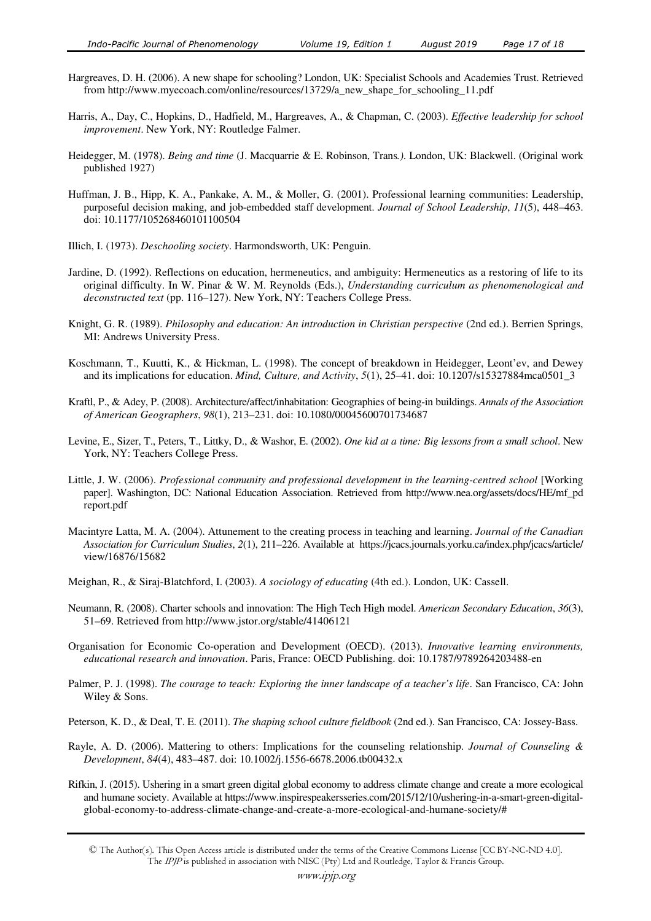Hargreaves, D. H. (2006). A new shape for schooling? London, UK: Specialist Schools and Academies Trust. Retrieved from http://www.myecoach.com/online/resources/13729/a_new_shape_for_schooling_11.pdf

Harris, A., Day, C., Hopkins, D., Hadfield, M., Hargreaves, A., & Chapman, C. (2003). *Effective leadership for school improvement*. New York, NY: Routledge Falmer.

Heidegger, M. (1978). *Being and time* (J. Macquarrie & E. Robinson, Trans*.)*. London, UK: Blackwell. (Original work published 1927)

Huffman, J. B., Hipp, K. A., Pankake, A. M., & Moller, G. (2001). Professional learning communities: Leadership, purposeful decision making, and job-embedded staff development. *Journal of School Leadership*, *11*(5), 448–463. doi: 10.1177/105268460101100504

Illich, I. (1973). *Deschooling society*. Harmondsworth, UK: Penguin.

Jardine, D. (1992). Reflections on education, hermeneutics, and ambiguity: Hermeneutics as a restoring of life to its original difficulty. In W. Pinar & W. M. Reynolds (Eds.), *Understanding curriculum as phenomenological and deconstructed text* (pp. 116–127). New York, NY: Teachers College Press.

Knight, G. R. (1989). *Philosophy and education: An introduction in Christian perspective* (2nd ed.). Berrien Springs, MI: Andrews University Press.

Koschmann, T., Kuutti, K., & Hickman, L. (1998). The concept of breakdown in Heidegger, Leont'ev, and Dewey and its implications for education. *Mind, Culture, and Activity*, *5*(1), 25–41. doi: 10.1207/s15327884mca0501_3

Kraftl, P., & Adey, P. (2008). Architecture/affect/inhabitation: Geographies of being-in buildings. *Annals of the Association of American Geographers*, *98*(1), 213–231. doi: 10.1080/00045600701734687

Levine, E., Sizer, T., Peters, T., Littky, D., & Washor, E. (2002). *One kid at a time: Big lessons from a small school*. New York, NY: Teachers College Press.

Little, J. W. (2006). *Professional community and professional development in the learning-centred school* [Working paper]. Washington, DC: National Education Association. Retrieved from http://www.nea.org/assets/docs/HE/mf_pdreport.pdf

Macintyre Latta, M. A. (2004). Attunement to the creating process in teaching and learning. *Journal of the Canadian Association for Curriculum Studies*, *2*(1), 211–226. Available at https://jcacs.journals.yorku.ca/index.php/jcacs/article/view/16876/15682

Meighan, R., & Siraj-Blatchford, I. (2003). *A sociology of educating* (4th ed.). London, UK: Cassell.

Neumann, R. (2008). Charter schools and innovation: The High Tech High model. *American Secondary Education*, *36*(3), 51–69. Retrieved from http://www.jstor.org/stable/41406121

Organisation for Economic Co-operation and Development (OECD). (2013). *Innovative learning environments, educational research and innovation*. Paris, France: OECD Publishing. doi: 10.1787/9789264203488-en

Palmer, P. J. (1998). *The courage to teach: Exploring the inner landscape of a teacher's life*. San Francisco, CA: John Wiley & Sons.

Peterson, K. D., & Deal, T. E. (2011). *The shaping school culture fieldbook* (2nd ed.). San Francisco, CA: Jossey-Bass.

Rayle, A. D. (2006). Mattering to others: Implications for the counseling relationship. *Journal of Counseling & Development*, *84*(4), 483–487. doi: 10.1002/j.1556-6678.2006.tb00432.x

Rifkin, J. (2015). Ushering in a smart green digital global economy to address climate change and create a more ecological and humane society. Available at https://www.inspirespeakersseries.com/2015/12/10/ushering-in-a-smart-green-digital-global-economy-to-address-climate-change-and-create-a-more-ecological-and-humane-society/#

© The Author(s). This Open Access article is distributed under the terms of the Creative Commons License [CC BY-NC-ND 4.0]. The *IPJP* is published in association with NISC (Pty) Ltd and Routledge, Taylor & Francis Group.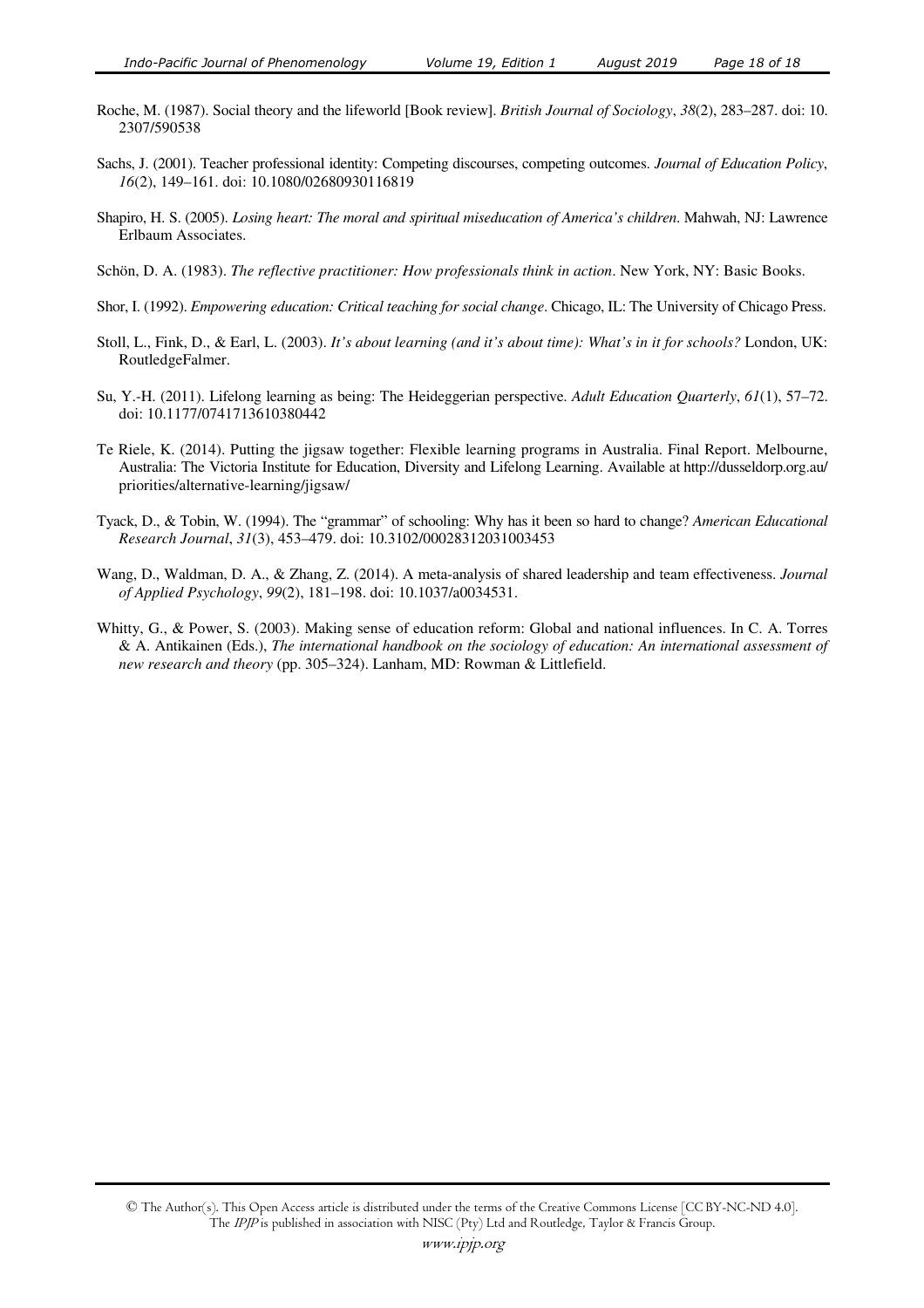Roche, M. (1987). Social theory and the lifeworld [Book review]. *British Journal of Sociology*, *38*(2), 283–287. doi: 10. 2307/590538

Sachs, J. (2001). Teacher professional identity: Competing discourses, competing outcomes. *Journal of Education Policy*, *16*(2), 149–161. doi: 10.1080/02680930116819

Shapiro, H. S. (2005). *Losing heart: The moral and spiritual miseducation of America's children*. Mahwah, NJ: Lawrence Erlbaum Associates.

Schön, D. A. (1983). *The reflective practitioner: How professionals think in action*. New York, NY: Basic Books.

Shor, I. (1992). *Empowering education: Critical teaching for social change*. Chicago, IL: The University of Chicago Press.

Stoll, L., Fink, D., & Earl, L. (2003). *It's about learning (and it's about time): What's in it for schools?* London, UK: RoutledgeFalmer.

Su, Y.-H. (2011). Lifelong learning as being: The Heideggerian perspective. *Adult Education Quarterly*, *61*(1), 57–72. doi: 10.1177/0741713610380442

Te Riele, K. (2014). Putting the jigsaw together: Flexible learning programs in Australia. Final Report. Melbourne, Australia: The Victoria Institute for Education, Diversity and Lifelong Learning. Available at http://dusseldorp.org.au/ priorities/alternative-learning/jigsaw/

Tyack, D., & Tobin, W. (1994). The "grammar" of schooling: Why has it been so hard to change? *American Educational Research Journal*, *31*(3), 453–479. doi: 10.3102/00028312031003453

Wang, D., Waldman, D. A., & Zhang, Z. (2014). A meta-analysis of shared leadership and team effectiveness. *Journal of Applied Psychology*, *99*(2), 181–198. doi: 10.1037/a0034531.

Whitty, G., & Power, S. (2003). Making sense of education reform: Global and national influences. In C. A. Torres & A. Antikainen (Eds.), *The international handbook on the sociology of education: An international assessment of new research and theory* (pp. 305–324). Lanham, MD: Rowman & Littlefield.